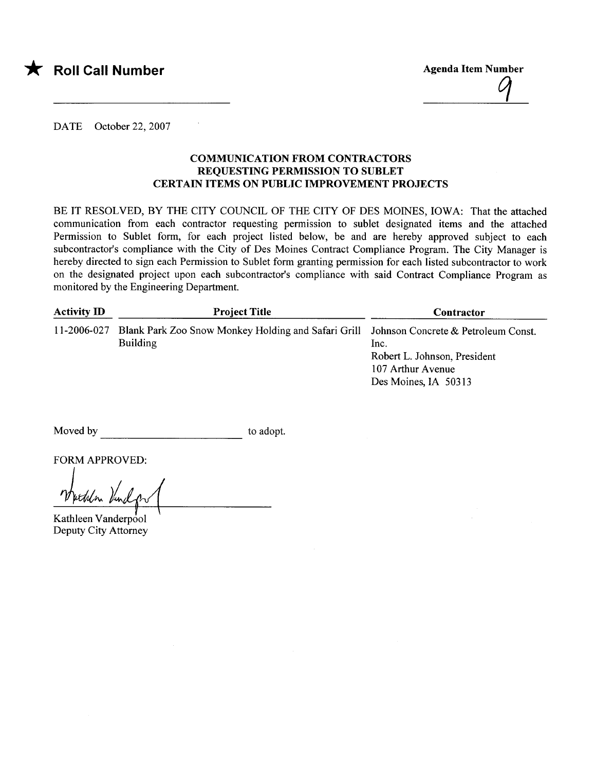★ **Roll Call Number**

**Agenda Item Number**

9

DATE October 22, 2007

### COMMUNICATION FROM CONTRACTORS REQUESTING PERMISSION TO SUBLET CERTAIN ITEMS ON PUBLIC IMPROVEMENT PROJECTS

BE IT RESOLVED, BY THE CITY COUNCIL OF THE CITY OF DES MOINES, IOWA: That the attached communication from each contractor requesting permission to sublet designated items and the attached Permission to Sublet form, for each project listed below, be and are hereby approved subject to each subcontractor's compliance with the City of Des Moines Contract Compliance Program. The City Manager is hereby directed to sign each Permission to Sublet form granting permission for each listed subcontractor to work on the designated project upon each subcontractor's compliance with said Contract Compliance Program as monitored by the Engineering Department.

| Activity ID | Project Title | Contractor |
|---|---|---|
| 11-2006-027 | Blank Park Zoo Snow Monkey Holding and Safari Grill Building | Johnson Concrete & Petroleum Const. Inc.<br>Robert L. Johnson, President<br>107 Arthur Avenue<br>Des Moines, IA 50313 |

Moved by ______________________ to adopt.

FORM APPROVED:

Kathleen Vanderpool
Deputy City Attorney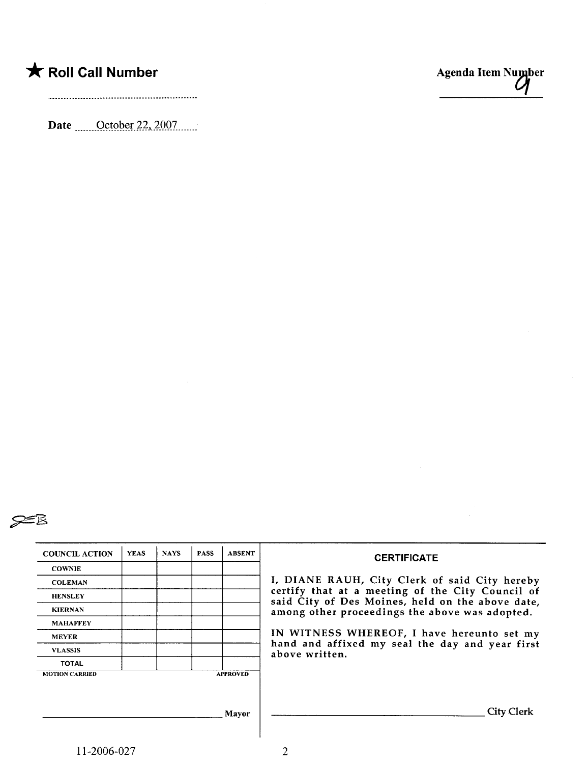★ **Roll Call Number**

..........................................................

**Date** ......October 22, 2007......

**Agenda Item Number**

9

JEB

| COUNCIL ACTION | YEAS | NAYS | PASS | ABSENT |
|---|---|---|---|---|
| COWNIE | | | | |
| COLEMAN | | | | |
| HENSLEY | | | | |
| KIERNAN | | | | |
| MAHAFFEY | | | | |
| MEYER | | | | |
| VLASSIS | | | | |
| TOTAL | | | | |

MOTION CARRIED APPROVED

______________________________ Mayor

**CERTIFICATE**

I, DIANE RAUH, City Clerk of said City hereby certify that at a meeting of the City Council of said City of Des Moines, held on the above date, among other proceedings the above was adopted.

IN WITNESS WHEREOF, I have hereunto set my hand and affixed my seal the day and year first above written.

______________________________ City Clerk

11-2006-027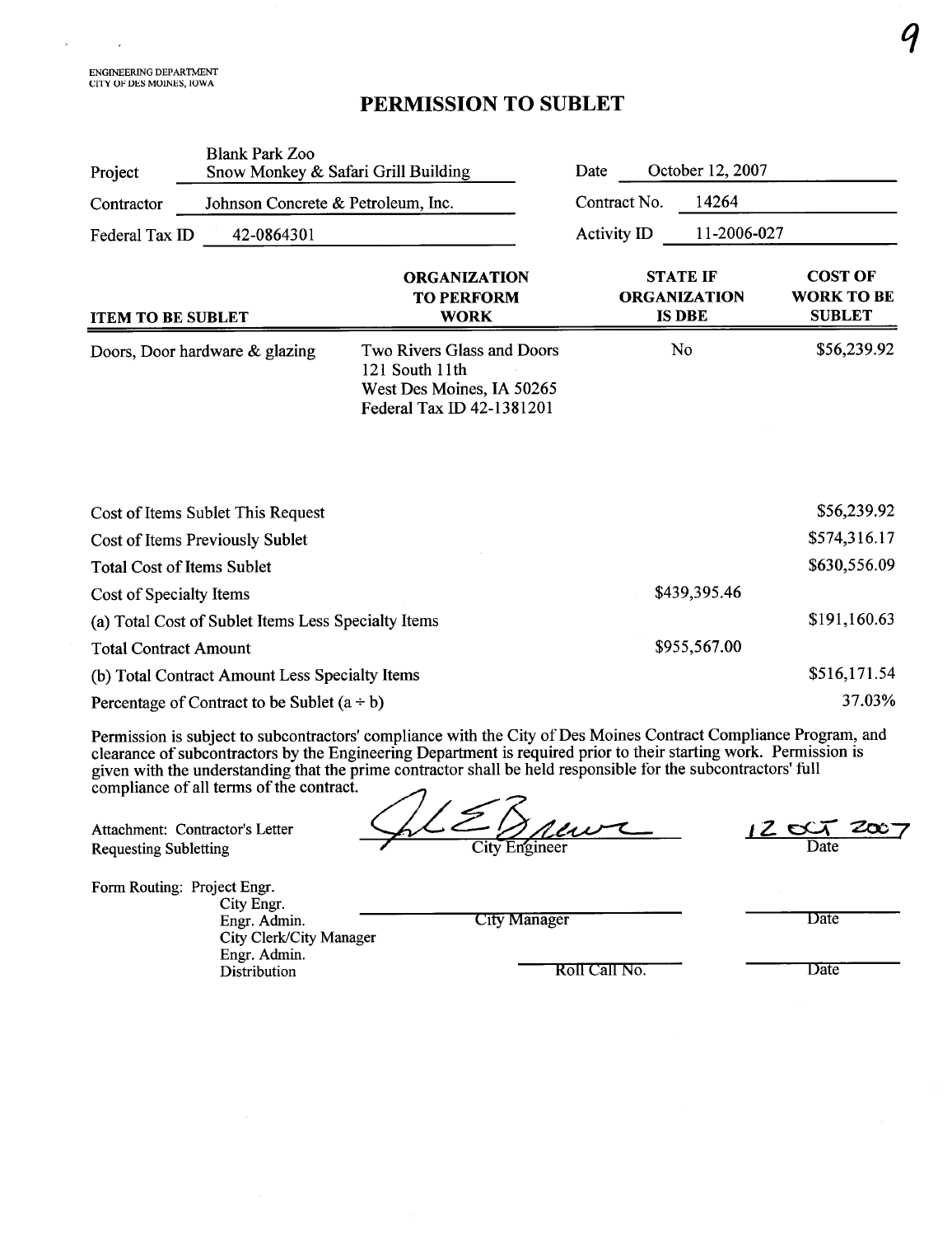ENGINEERING DEPARTMENT
CITY OF DES MOINES, IOWA

# PERMISSION TO SUBLET

| | | | |
|---|---|---|---|
| Project | Blank Park Zoo<br>Snow Monkey & Safari Grill Building | Date | October 12, 2007 |
| Contractor | Johnson Concrete & Petroleum, Inc. | Contract No. | 14264 |
| Federal Tax ID | 42-0864301 | Activity ID | 11-2006-027 |

| ITEM TO BE SUBLET | ORGANIZATION TO PERFORM WORK | STATE IF ORGANIZATION IS DBE | COST OF WORK TO BE SUBLET |
|---|---|---|---|
| Doors, Door hardware & glazing | Two Rivers Glass and Doors<br>121 South 11th<br>West Des Moines, IA 50265<br>Federal Tax ID 42-1381201 | No | $56,239.92 |

| | | |
|---|---|---|
| Cost of Items Sublet This Request | | $56,239.92 |
| Cost of Items Previously Sublet | | $574,316.17 |
| Total Cost of Items Sublet | | $630,556.09 |
| Cost of Specialty Items | $439,395.46 | |
| (a) Total Cost of Sublet Items Less Specialty Items | | $191,160.63 |
| Total Contract Amount | $955,567.00 | |
| (b) Total Contract Amount Less Specialty Items | | $516,171.54 |
| Percentage of Contract to be Sublet (a ÷ b) | | 37.03% |

Permission is subject to subcontractors' compliance with the City of Des Moines Contract Compliance Program, and clearance of subcontractors by the Engineering Department is required prior to their starting work. Permission is given with the understanding that the prime contractor shall be held responsible for the subcontractors' full compliance of all terms of the contract.

Attachment: Contractor's Letter Requesting Subletting

City Engineer — 12 OCT 2007 Date

Form Routing: Project Engr.
City Engr.
Engr. Admin.
City Clerk/City Manager
Engr. Admin.
Distribution

City Manager — Date

Roll Call No. — Date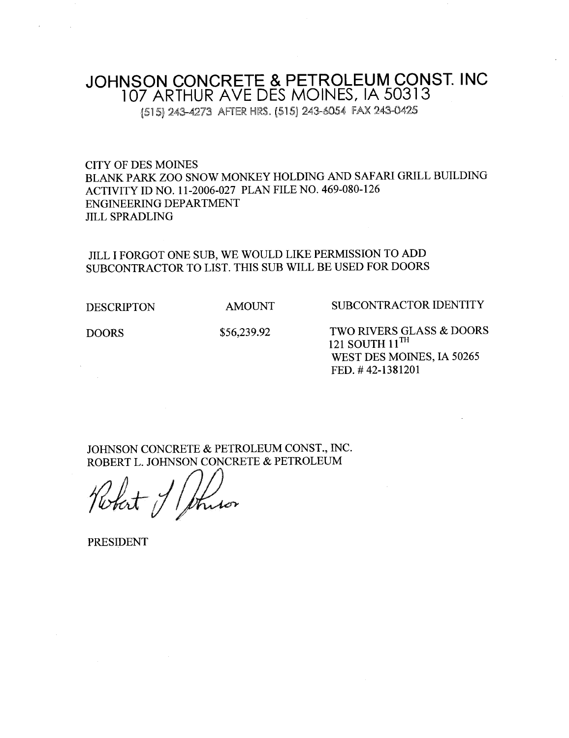# JOHNSON CONCRETE & PETROLEUM CONST. INC
107 ARTHUR AVE DES MOINES, IA 50313

(515) 243-4273 AFTER HRS. (515) 243-6054 FAX 243-0425

CITY OF DES MOINES
BLANK PARK ZOO SNOW MONKEY HOLDING AND SAFARI GRILL BUILDING
ACTIVITY ID NO. 11-2006-027 PLAN FILE NO. 469-080-126
ENGINEERING DEPARTMENT
JILL SPRADLING

JILL I FORGOT ONE SUB, WE WOULD LIKE PERMISSION TO ADD SUBCONTRACTOR TO LIST. THIS SUB WILL BE USED FOR DOORS

| DESCRIPTON | AMOUNT | SUBCONTRACTOR IDENTITY |
|---|---|---|
| DOORS | $56,239.92 | TWO RIVERS GLASS & DOORS<br>121 SOUTH 11$^{TH}$<br>WEST DES MOINES, IA 50265<br>FED. # 42-1381201 |

JOHNSON CONCRETE & PETROLEUM CONST., INC.
ROBERT L. JOHNSON CONCRETE & PETROLEUM

Robert L Johnson

PRESIDENT